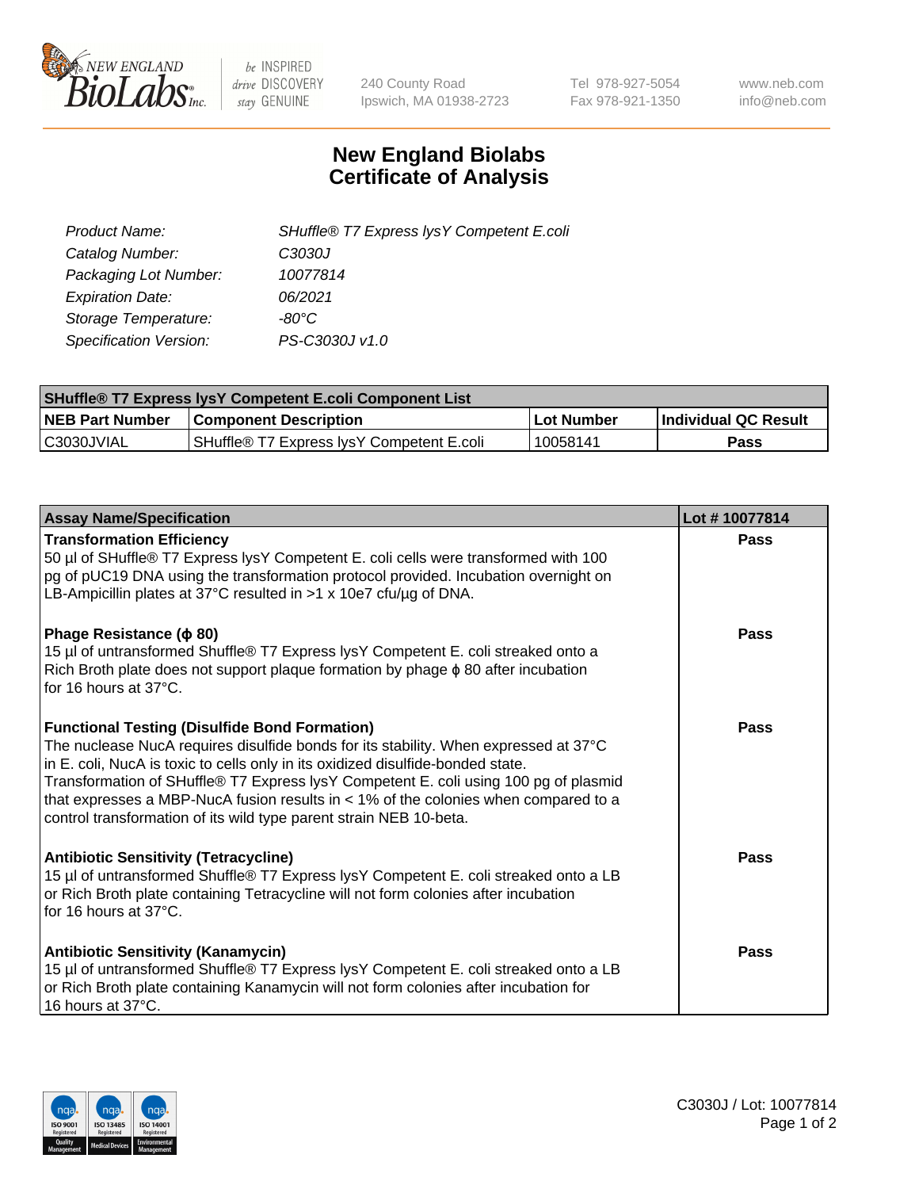# New England Biolabs Certificate of Analysis

| | |
|---|---|
| *Product Name:* | *SHuffle® T7 Express lysY Competent E.coli* |
| *Catalog Number:* | *C3030J* |
| *Packaging Lot Number:* | *10077814* |
| *Expiration Date:* | *06/2021* |
| *Storage Temperature:* | *-80°C* |
| *Specification Version:* | *PS-C3030J v1.0* |

| SHuffle® T7 Express lysY Competent E.coli Component List | | | |
|---|---|---|---|
| **NEB Part Number** | **Component Description** | **Lot Number** | **Individual QC Result** |
| C3030JVIAL | SHuffle® T7 Express lysY Competent E.coli | 10058141 | **Pass** |

| Assay Name/Specification | Lot # 10077814 |
|---|---|
| **Transformation Efficiency**<br>50 µl of SHuffle® T7 Express lysY Competent E. coli cells were transformed with 100 pg of pUC19 DNA using the transformation protocol provided. Incubation overnight on LB-Ampicillin plates at 37°C resulted in >1 x 10e7 cfu/µg of DNA. | **Pass** |
| **Phage Resistance (ϕ 80)**<br>15 µl of untransformed Shuffle® T7 Express lysY Competent E. coli streaked onto a Rich Broth plate does not support plaque formation by phage ϕ 80 after incubation for 16 hours at 37°C. | **Pass** |
| **Functional Testing (Disulfide Bond Formation)**<br>The nuclease NucA requires disulfide bonds for its stability. When expressed at 37°C in E. coli, NucA is toxic to cells only in its oxidized disulfide-bonded state. Transformation of SHuffle® T7 Express lysY Competent E. coli using 100 pg of plasmid that expresses a MBP-NucA fusion results in < 1% of the colonies when compared to a control transformation of its wild type parent strain NEB 10-beta. | **Pass** |
| **Antibiotic Sensitivity (Tetracycline)**<br>15 µl of untransformed Shuffle® T7 Express lysY Competent E. coli streaked onto a LB or Rich Broth plate containing Tetracycline will not form colonies after incubation for 16 hours at 37°C. | **Pass** |
| **Antibiotic Sensitivity (Kanamycin)**<br>15 µl of untransformed Shuffle® T7 Express lysY Competent E. coli streaked onto a LB or Rich Broth plate containing Kanamycin will not form colonies after incubation for 16 hours at 37°C. | **Pass** |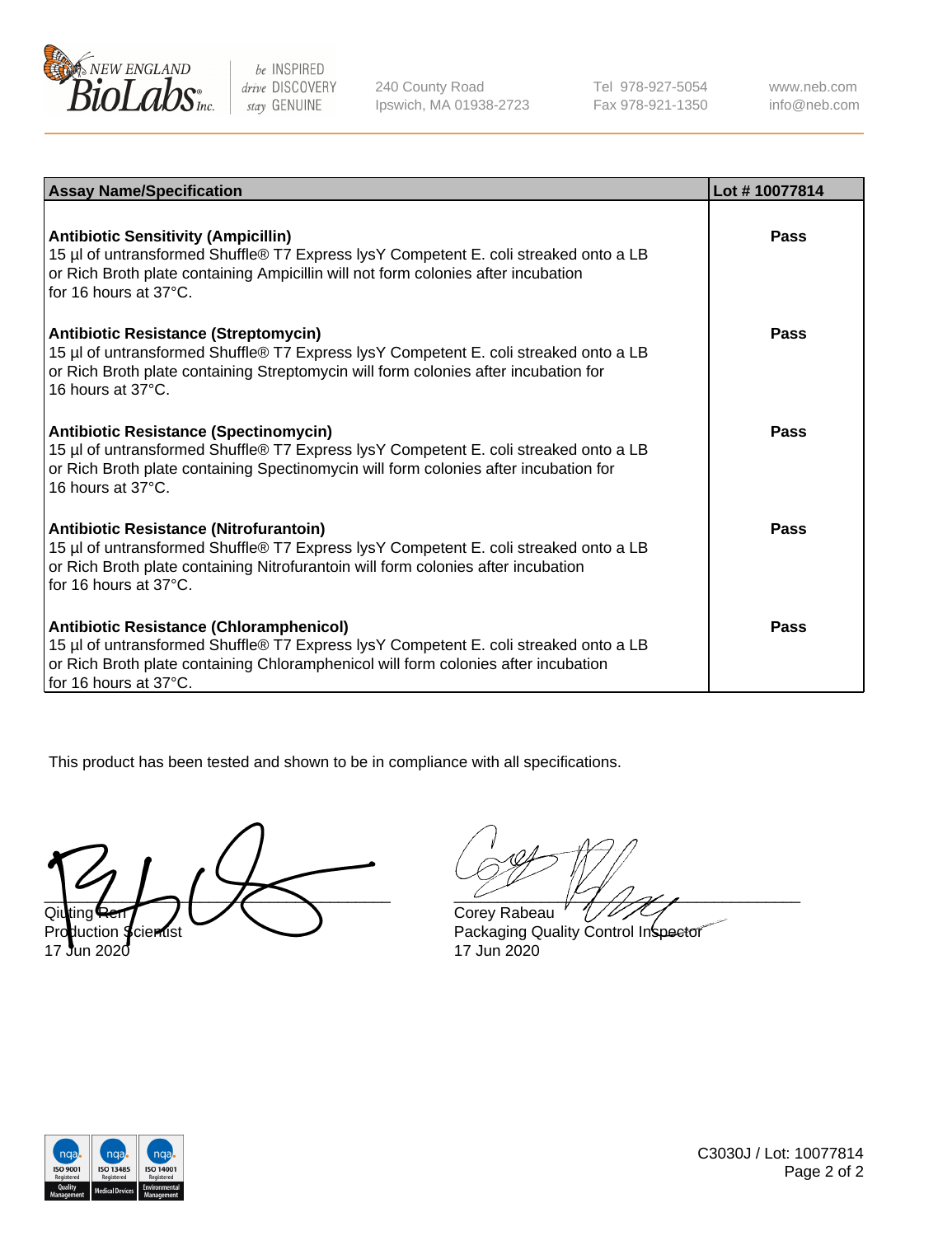| Assay Name/Specification | Lot # 10077814 |
| --- | --- |
| **Antibiotic Sensitivity (Ampicillin)** 15 µl of untransformed Shuffle® T7 Express lysY Competent E. coli streaked onto a LB or Rich Broth plate containing Ampicillin will not form colonies after incubation for 16 hours at 37°C. | **Pass** |
| **Antibiotic Resistance (Streptomycin)** 15 µl of untransformed Shuffle® T7 Express lysY Competent E. coli streaked onto a LB or Rich Broth plate containing Streptomycin will form colonies after incubation for 16 hours at 37°C. | **Pass** |
| **Antibiotic Resistance (Spectinomycin)** 15 µl of untransformed Shuffle® T7 Express lysY Competent E. coli streaked onto a LB or Rich Broth plate containing Spectinomycin will form colonies after incubation for 16 hours at 37°C. | **Pass** |
| **Antibiotic Resistance (Nitrofurantoin)** 15 µl of untransformed Shuffle® T7 Express lysY Competent E. coli streaked onto a LB or Rich Broth plate containing Nitrofurantoin will form colonies after incubation for 16 hours at 37°C. | **Pass** |
| **Antibiotic Resistance (Chloramphenicol)** 15 µl of untransformed Shuffle® T7 Express lysY Competent E. coli streaked onto a LB or Rich Broth plate containing Chloramphenicol will form colonies after incubation for 16 hours at 37°C. | **Pass** |

This product has been tested and shown to be in compliance with all specifications.

Qiuting Ren
Production Scientist
17 Jun 2020

Corey Rabeau
Packaging Quality Control Inspector
17 Jun 2020

C3030J / Lot: 10077814